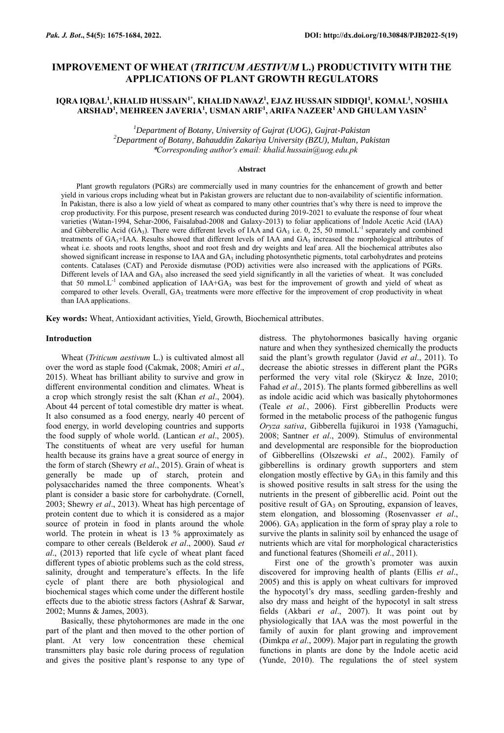# IMPROVEMENT OF WHEAT (*TRITICUM AESTIVUM* L.) PRODUCTIVITY WITH THE APPLICATIONS OF PLANT GROWTH REGULATORS

**IQRA IQBAL[1], KHALID HUSSAIN[1*], KHALID NAWAZ[1], EJAZ HUSSAIN SIDDIQI[1], KOMAL[1], NOSHIA ARSHAD[1], MEHREEN JAVERIA[1], USMAN ARIF[1], ARIFA NAZEER[1] AND GHULAM YASIN[2]**

*[1]Department of Botany, University of Gujrat (UOG), Gujrat-Pakistan*
*[2]Department of Botany, Bahauddin Zakariya University (BZU), Multan, Pakistan*
*\*Corresponding author's email: khalid.hussain@uog.edu.pk*

## Abstract

Plant growth regulators (PGRs) are commercially used in many countries for the enhancement of growth and better yield in various crops including wheat but in Pakistan growers are reluctant due to non-availability of scientific information. In Pakistan, there is also a low yield of wheat as compared to many other countries that's why there is need to improve the crop productivity. For this purpose, present research was conducted during 2019-2021 to evaluate the response of four wheat varieties (Watan-1994, Sehar-2006, Faisalabad-2008 and Galaxy-2013) to foliar applications of Indole Acetic Acid (IAA) and Gibberellic Acid ($GA_3$). There were different levels of IAA and $GA_3$ i.e. 0, 25, 50 mmol.$L^{-1}$ separately and combined treatments of $GA_3$+IAA. Results showed that different levels of IAA and $GA_3$ increased the morphological attributes of wheat i.e. shoots and roots lengths, shoot and root fresh and dry weights and leaf area. All the biochemical attributes also showed significant increase in response to IAA and $GA_3$ including photosynthetic pigments, total carbohydrates and proteins contents. Catalases (CAT) and Peroxide dismutase (POD) activities were also increased with the applications of PGRs. Different levels of IAA and $GA_3$ also increased the seed yield significantly in all the varieties of wheat. It was concluded that 50 mmol.$L^{-1}$ combined application of IAA+$GA_3$ was best for the improvement of growth and yield of wheat as compared to other levels. Overall, $GA_3$ treatments were more effective for the improvement of crop productivity in wheat than IAA applications.

**Key words:** Wheat, Antioxidant activities, Yield, Growth, Biochemical attributes.

## Introduction

Wheat (*Triticum aestivum* L.) is cultivated almost all over the word as staple food (Cakmak, 2008; Amiri *et al*., 2015). Wheat has brilliant ability to survive and grow in different environmental condition and climates. Wheat is a crop which strongly resist the salt (Khan *et al*., 2004). About 44 percent of total comestible dry matter is wheat. It also consumed as a food energy, nearly 40 percent of food energy, in world developing countries and supports the food supply of whole world. (Lantican *et al*., 2005). The constituents of wheat are very useful for human health because its grains have a great source of energy in the form of starch (Shewry *et al*., 2015). Grain of wheat is generally be made up of starch, protein and polysaccharides named the three components. Wheat's plant is consider a basic store for carbohydrate. (Cornell, 2003; Shewry *et al*., 2013). Wheat has high percentage of protein content due to which it is considered as a major source of protein in food in plants around the whole world. The protein in wheat is 13 % approximately as compare to other cereals (Belderok *et al*., 2000). Saud *et al*., (2013) reported that life cycle of wheat plant faced different types of abiotic problems such as the cold stress, salinity, drought and temperature's effects. In the life cycle of plant there are both physiological and biochemical stages which come under the different hostile effects due to the abiotic stress factors (Ashraf & Sarwar, 2002; Munns & James, 2003).

Basically, these phytohormones are made in the one part of the plant and then moved to the other portion of plant. At very low concentration these chemical transmitters play basic role during process of regulation and gives the positive plant's response to any type of distress. The phytohormones basically having organic nature and when they synthesized chemically the products said the plant's growth regulator (Javid *et al*., 2011). To decrease the abiotic stresses in different plant the PGRs performed the very vital role (Skirycz & Inze, 2010; Fahad *et al*., 2015). The plants formed gibberellins as well as indole acidic acid which was basically phytohormones (Teale *et al.*, 2006). First gibberellin Products were formed in the metabolic process of the pathogenic fungus *Oryza sativa*, Gibberella fujikuroi in 1938 (Yamaguchi, 2008; Santner *et al*., 2009). Stimulus of environmental and developmental are responsible for the bioproduction of Gibberellins (Olszewski *et al*., 2002). Family of gibberellins is ordinary growth supporters and stem elongation mostly effective by $GA_3$ in this family and this is showed positive results in salt stress for the using the nutrients in the present of gibberellic acid. Point out the positive result of $GA_3$ on Sprouting, expansion of leaves, stem elongation, and blossoming (Rosenvasser *et al*., 2006). $GA_3$ application in the form of spray play a role to survive the plants in salinity soil by enhanced the usage of nutrients which are vital for morphological characteristics and functional features (Shomeili *et al*., 2011).

First one of the growth's promoter was auxin discovered for improving health of plants (Ellis *et al*., 2005) and this is apply on wheat cultivars for improved the hypocotyl's dry mass, seedling garden-freshly and also dry mass and height of the hypocotyl in salt stress fields (Akbari *et al*., 2007). It was point out by physiologically that IAA was the most powerful in the family of auxin for plant growing and improvement (Dimkpa *et al*., 2009). Major part in regulating the growth functions in plants are done by the Indole acetic acid (Yunde, 2010). The regulations the of steel system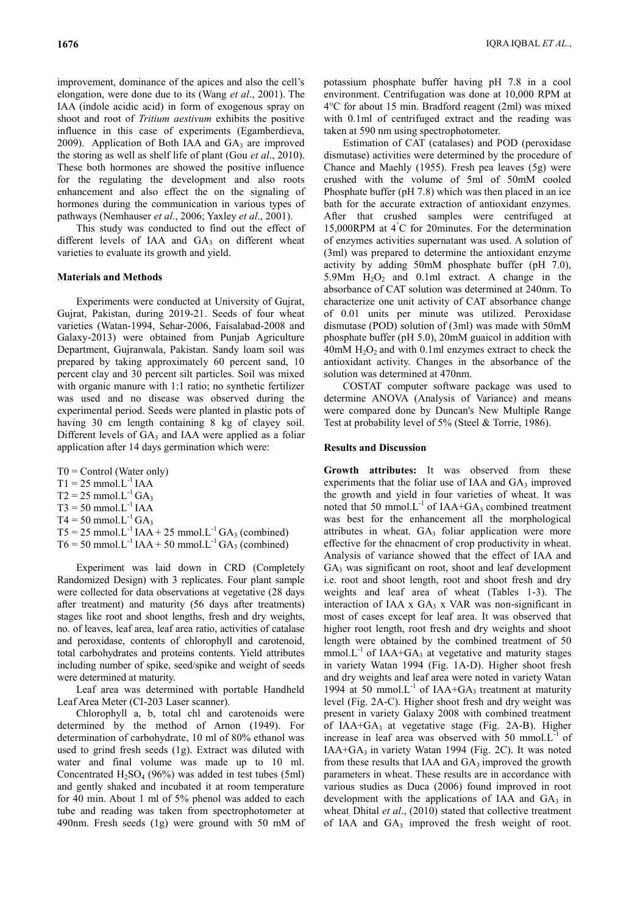improvement, dominance of the apices and also the cell's elongation, were done due to its (Wang *et al*., 2001). The IAA (indole acidic acid) in form of exogenous spray on shoot and root of *Tritium aestivum* exhibits the positive influence in this case of experiments (Egamberdieva, 2009). Application of Both IAA and $GA_3$ are improved the storing as well as shelf life of plant (Gou *et al*., 2010). These both hormones are showed the positive influence for the regulating the development and also roots enhancement and also effect the on the signaling of hormones during the communication in various types of pathways (Nemhauser *et al*., 2006; Yaxley *et al*., 2001).

This study was conducted to find out the effect of different levels of IAA and $GA_3$ on different wheat varieties to evaluate its growth and yield.

## Materials and Methods

Experiments were conducted at University of Gujrat, Gujrat, Pakistan, during 2019-21. Seeds of four wheat varieties (Watan-1994, Sehar-2006, Faisalabad-2008 and Galaxy-2013) were obtained from Punjab Agriculture Department, Gujranwala, Pakistan. Sandy loam soil was prepared by taking approximately 60 percent sand, 10 percent clay and 30 percent silt particles. Soil was mixed with organic manure with 1:1 ratio; no synthetic fertilizer was used and no disease was observed during the experimental period. Seeds were planted in plastic pots of having 30 cm length containing 8 kg of clayey soil. Different levels of $GA_3$ and IAA were applied as a foliar application after 14 days germination which were:

T0 = Control (Water only)
T1 = 25 $mmol.L^{-1}$ IAA
T2 = 25 $mmol.L^{-1}$ $GA_3$
T3 = 50 $mmol.L^{-1}$ IAA
T4 = 50 $mmol.L^{-1}$ $GA_3$
T5 = 25 $mmol.L^{-1}$ IAA + 25 $mmol.L^{-1}$ $GA_3$ (combined)
T6 = 50 $mmol.L^{-1}$ IAA + 50 $mmol.L^{-1}$ $GA_3$ (combined)

Experiment was laid down in CRD (Completely Randomized Design) with 3 replicates. Four plant sample were collected for data observations at vegetative (28 days after treatment) and maturity (56 days after treatments) stages like root and shoot lengths, fresh and dry weights, no. of leaves, leaf area, leaf area ratio, activities of catalase and peroxidase, contents of chlorophyll and carotenoid, total carbohydrates and proteins contents. Yield attributes including number of spike, seed/spike and weight of seeds were determined at maturity.

Leaf area was determined with portable Handheld Leaf Area Meter (CI-203 Laser scanner).

Chlorophyll a, b, total chl and carotenoids were determined by the method of Arnon (1949). For determination of carbohydrate, 10 ml of 80% ethanol was used to grind fresh seeds (1g). Extract was diluted with water and final volume was made up to 10 ml. Concentrated $H_2SO_4$ (96%) was added in test tubes (5ml) and gently shaked and incubated it at room temperature for 40 min. About 1 ml of 5% phenol was added to each tube and reading was taken from spectrophotometer at 490nm. Fresh seeds (1g) were ground with 50 mM of potassium phosphate buffer having pH 7.8 in a cool environment. Centrifugation was done at 10,000 RPM at 4°C for about 15 min. Bradford reagent (2ml) was mixed with 0.1ml of centrifuged extract and the reading was taken at 590 nm using spectrophotometer.

Estimation of CAT (catalases) and POD (peroxidase dismutase) activities were determined by the procedure of Chance and Maehly (1955). Fresh pea leaves (5g) were crushed with the volume of 5ml of 50mM cooled Phosphate buffer (pH 7.8) which was then placed in an ice bath for the accurate extraction of antioxidant enzymes. After that crushed samples were centrifuged at 15,000RPM at 4°C for 20minutes. For the determination of enzymes activities supernatant was used. A solution of (3ml) was prepared to determine the antioxidant enzyme activity by adding 50mM phosphate buffer (pH 7.0), 5.9Mm $H_2O_2$ and 0.1ml extract. A change in the absorbance of CAT solution was determined at 240nm. To characterize one unit activity of CAT absorbance change of 0.01 units per minute was utilized. Peroxidase dismutase (POD) solution of (3ml) was made with 50mM phosphate buffer (pH 5.0), 20mM guaicol in addition with 40mM $H_2O_2$ and with 0.1ml enzymes extract to check the antioxidant activity. Changes in the absorbance of the solution was determined at 470nm.

COSTAT computer software package was used to determine ANOVA (Analysis of Variance) and means were compared done by Duncan's New Multiple Range Test at probability level of 5% (Steel & Torrie, 1986).

## Results and Discussion

**Growth attributes:** It was observed from these experiments that the foliar use of IAA and $GA_3$ improved the growth and yield in four varieties of wheat. It was noted that 50 $mmol.L^{-1}$ of IAA+$GA_3$ combined treatment was best for the enhancement all the morphological attributes in wheat. $GA_3$ foliar application were more effective for the ehnacment of crop productivity in wheat. Analysis of variance showed that the effect of IAA and $GA_3$ was significant on root, shoot and leaf development i.e. root and shoot length, root and shoot fresh and dry weights and leaf area of wheat (Tables 1-3). The interaction of IAA x $GA_3$ x VAR was non-significant in most of cases except for leaf area. It was observed that higher root length, root fresh and dry weights and shoot length were obtained by the combined treatment of 50 $mmol.L^{-1}$ of IAA+$GA_3$ at vegetative and maturity stages in variety Watan 1994 (Fig. 1A-D). Higher shoot fresh and dry weights and leaf area were noted in variety Watan 1994 at 50 $mmol.L^{-1}$ of IAA+$GA_3$ treatment at maturity level (Fig. 2A-C). Higher shoot fresh and dry weight was present in variety Galaxy 2008 with combined treatment of IAA+$GA_3$ at vegetative stage (Fig. 2A-B). Higher increase in leaf area was observed with 50 $mmol.L^{-1}$ of IAA+$GA_3$ in variety Watan 1994 (Fig. 2C). It was noted from these results that IAA and $GA_3$ improved the growth parameters in wheat. These results are in accordance with various studies as Duca (2006) found improved in root development with the applications of IAA and $GA_3$ in wheat. Dhital *et al*., (2010) stated that collective treatment of IAA and $GA_3$ improved the fresh weight of root.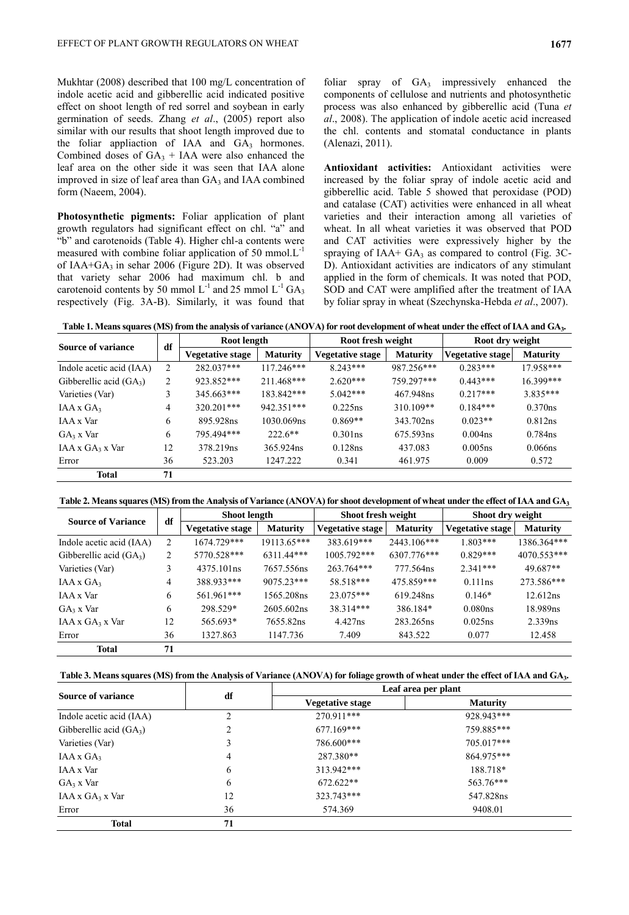Mukhtar (2008) described that 100 mg/L concentration of indole acetic acid and gibberellic acid indicated positive effect on shoot length of red sorrel and soybean in early germination of seeds. Zhang *et al*., (2005) report also similar with our results that shoot length improved due to the foliar appliaction of IAA and $GA_3$ hormones. Combined doses of $GA_3$ + IAA were also enhanced the leaf area on the other side it was seen that IAA alone improved in size of leaf area than $GA_3$ and IAA combined form (Naeem, 2004).

**Photosynthetic pigments:** Foliar application of plant growth regulators had significant effect on chl. "a" and "b" and carotenoids (Table 4). Higher chl-a contents were measured with combine foliar application of 50 mmol.$L^{-1}$ of IAA+$GA_3$ in sehar 2006 (Figure 2D). It was observed that variety sehar 2006 had maximum chl. b and carotenoid contents by 50 mmol $L^{-1}$ and 25 mmol $L^{-1}$ $GA_3$ respectively (Fig. 3A-B). Similarly, it was found that foliar spray of $GA_3$ impressively enhanced the components of cellulose and nutrients and photosynthetic process was also enhanced by gibberellic acid (Tuna *et al*., 2008). The application of indole acetic acid increased the chl. contents and stomatal conductance in plants (Alenazi, 2011).

**Antioxidant activities:** Antioxidant activities were increased by the foliar spray of indole acetic acid and gibberellic acid. Table 5 showed that peroxidase (POD) and catalase (CAT) activities were enhanced in all wheat varieties and their interaction among all varieties of wheat. In all wheat varieties it was observed that POD and CAT activities were expressively higher by the spraying of IAA+ $GA_3$ as compared to control (Fig. 3C-D). Antioxidant activities are indicators of any stimulant applied in the form of chemicals. It was noted that POD, SOD and CAT were amplified after the treatment of IAA by foliar spray in wheat (Szechynska-Hebda *et al*., 2007).

**Table 1. Means squares (MS) from the analysis of variance (ANOVA) for root development of wheat under the effect of IAA and $GA_3$.**

| Source of variance | df | Root length | | Root fresh weight | | Root dry weight | |
|---|---|---|---|---|---|---|---|
| | | Vegetative stage | Maturity | Vegetative stage | Maturity | Vegetative stage | Maturity |
| Indole acetic acid (IAA) | 2 | 282.037*** | 117.246*** | 8.243*** | 987.256*** | 0.283*** | 17.958*** |
| Gibberellic acid ($GA_3$) | 2 | 923.852*** | 211.468*** | 2.620*** | 759.297*** | 0.443*** | 16.399*** |
| Varieties (Var) | 3 | 345.663*** | 183.842*** | 5.042*** | 467.948ns | 0.217*** | 3.835*** |
| IAA x $GA_3$ | 4 | 320.201*** | 942.351*** | 0.225ns | 310.109** | 0.184*** | 0.370ns |
| IAA x Var | 6 | 895.928ns | 1030.069ns | 0.869** | 343.702ns | 0.023** | 0.812ns |
| $GA_3$ x Var | 6 | 795.494*** | 222.6** | 0.301ns | 675.593ns | 0.004ns | 0.784ns |
| IAA x $GA_3$ x Var | 12 | 378.219ns | 365.924ns | 0.128ns | 437.083 | 0.005ns | 0.066ns |
| Error | 36 | 523.203 | 1247.222 | 0.341 | 461.975 | 0.009 | 0.572 |
| **Total** | 71 | | | | | | |

**Table 2. Means squares (MS) from the Analysis of Variance (ANOVA) for shoot development of wheat under the effect of IAA and $GA_3$**

| Source of Variance | df | Shoot length | | Shoot fresh weight | | Shoot dry weight | |
|---|---|---|---|---|---|---|---|
| | | Vegetative stage | Maturity | Vegetative stage | Maturity | Vegetative stage | Maturity |
| Indole acetic acid (IAA) | 2 | 1674.729*** | 19113.65*** | 383.619*** | 2443.106*** | 1.803*** | 1386.364*** |
| Gibberellic acid ($GA_3$) | 2 | 5770.528*** | 6311.44*** | 1005.792*** | 6307.776*** | 0.829*** | 4070.553*** |
| Varieties (Var) | 3 | 4375.101ns | 7657.556ns | 263.764*** | 777.564ns | 2.341*** | 49.687** |
| IAA x $GA_3$ | 4 | 388.933*** | 9075.23*** | 58.518*** | 475.859*** | 0.111ns | 273.586*** |
| IAA x Var | 6 | 561.961*** | 1565.208ns | 23.075*** | 619.248ns | 0.146* | 12.612ns |
| $GA_3$ x Var | 6 | 298.529* | 2605.602ns | 38.314*** | 386.184* | 0.080ns | 18.989ns |
| IAA x $GA_3$ x Var | 12 | 565.693* | 7655.82ns | 4.427ns | 283.265ns | 0.025ns | 2.339ns |
| Error | 36 | 1327.863 | 1147.736 | 7.409 | 843.522 | 0.077 | 12.458 |
| **Total** | 71 | | | | | | |

**Table 3. Means squares (MS) from the Analysis of Variance (ANOVA) for foliage growth of wheat under the effect of IAA and $GA_3$.**

| Source of variance | df | Leaf area per plant | |
|---|---|---|---|
| | | Vegetative stage | Maturity |
| Indole acetic acid (IAA) | 2 | 270.911*** | 928.943*** |
| Gibberellic acid ($GA_3$) | 2 | 677.169*** | 759.885*** |
| Varieties (Var) | 3 | 786.600*** | 705.017*** |
| IAA x $GA_3$ | 4 | 287.380** | 864.975*** |
| IAA x Var | 6 | 313.942*** | 188.718* |
| $GA_3$ x Var | 6 | 672.622** | 563.76*** |
| IAA x $GA_3$ x Var | 12 | 323.743*** | 547.828ns |
| Error | 36 | 574.369 | 9408.01 |
| **Total** | 71 | | |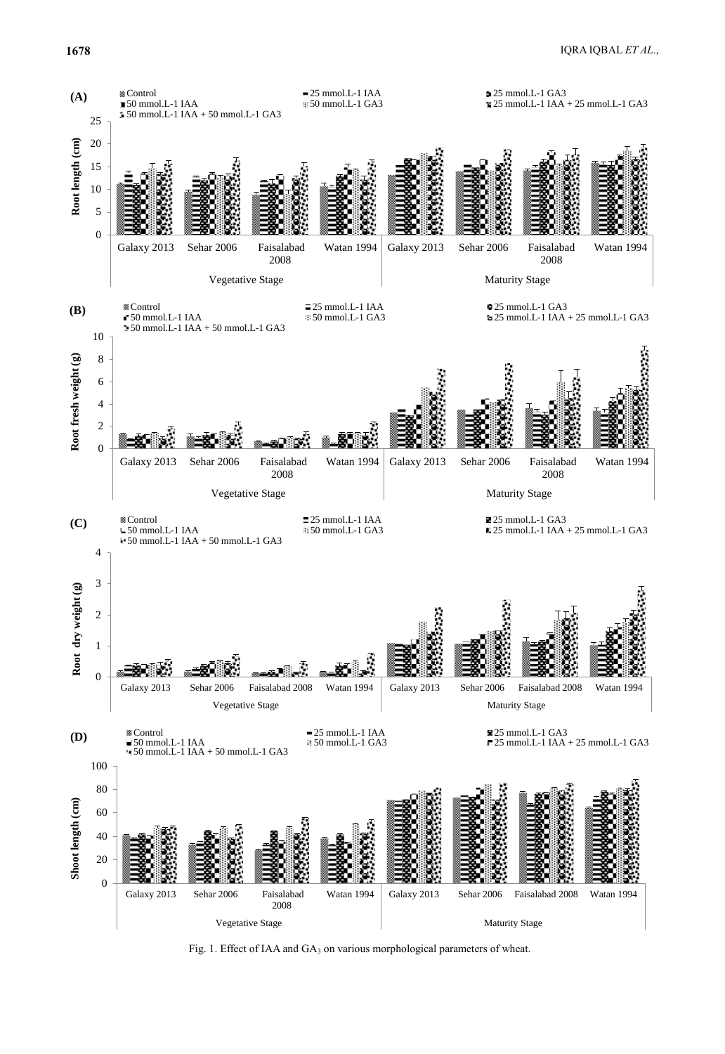Fig. 1. Effect of IAA and $GA_3$ on various morphological parameters of wheat.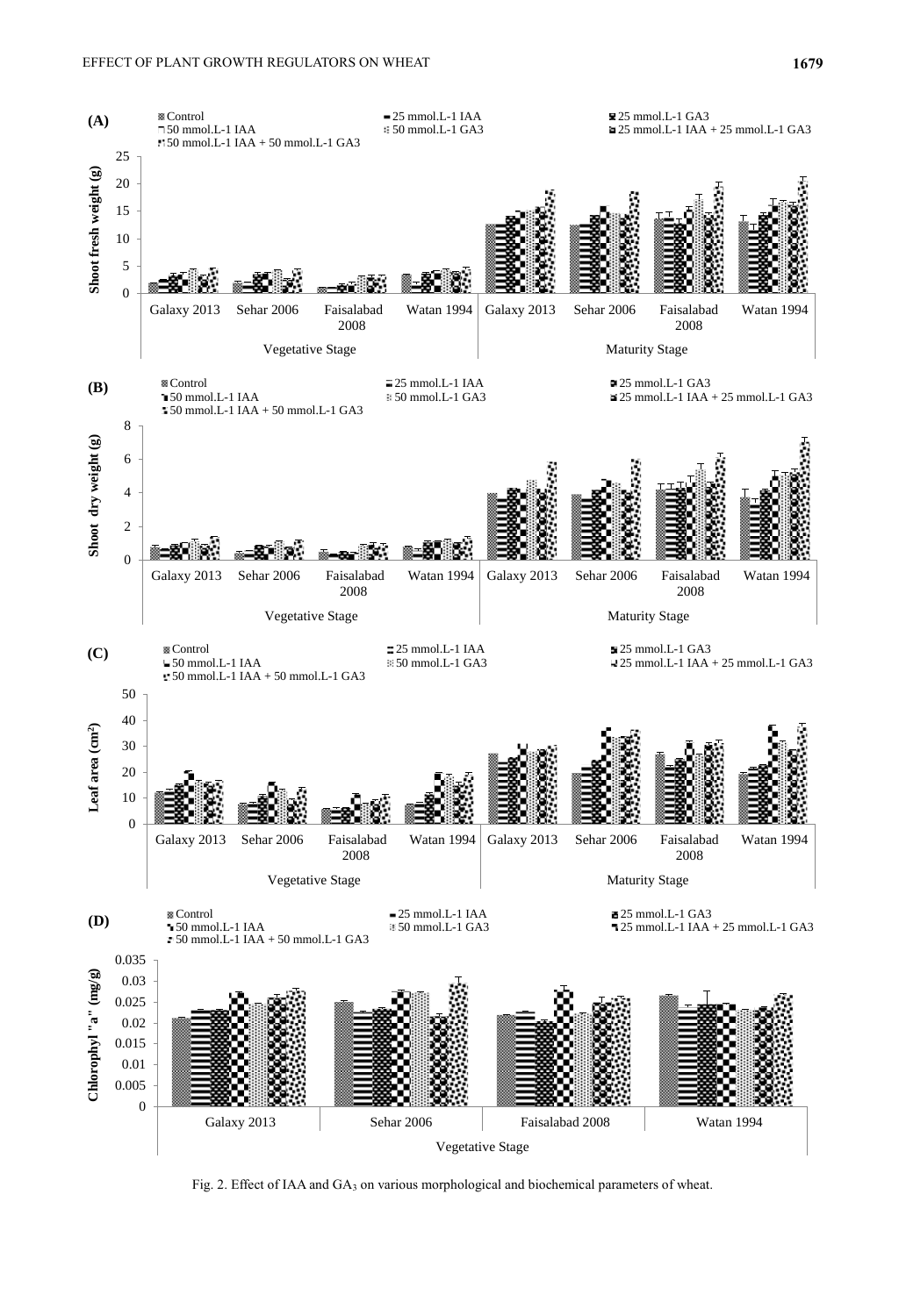Fig. 2. Effect of IAA and $GA_3$ on various morphological and biochemical parameters of wheat.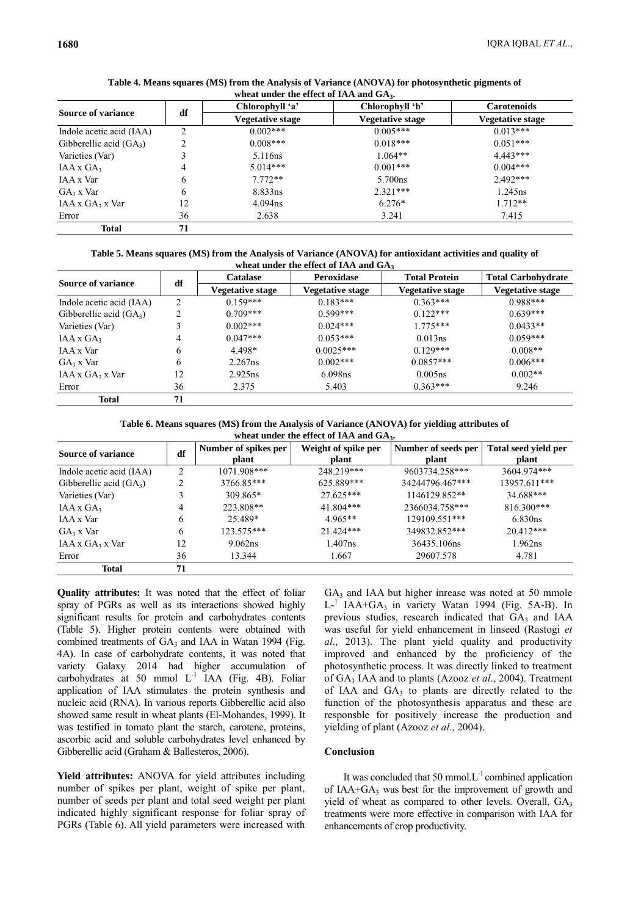**Table 4. Means squares (MS) from the Analysis of Variance (ANOVA) for photosynthetic pigments of wheat under the effect of IAA and $GA_3$.**

| Source of variance | df | Chlorophyll 'a' | Chlorophyll 'b' | Carotenoids |
|---|---|---|---|---|
| | | Vegetative stage | Vegetative stage | Vegetative stage |
| Indole acetic acid (IAA) | 2 | 0.002*** | 0.005*** | 0.013*** |
| Gibberellic acid ($GA_3$) | 2 | 0.008*** | 0.018*** | 0.051*** |
| Varieties (Var) | 3 | 5.116ns | 1.064** | 4.443*** |
| IAA x $GA_3$ | 4 | 5.014*** | 0.001*** | 0.004*** |
| IAA x Var | 6 | 7.772** | 5.700ns | 2.492*** |
| $GA_3$ x Var | 6 | 8.833ns | 2.321*** | 1.245ns |
| IAA x $GA_3$ x Var | 12 | 4.094ns | 6.276* | 1.712** |
| Error | 36 | 2.638 | 3.241 | 7.415 |
| **Total** | **71** | | | |

**Table 5. Means squares (MS) from the Analysis of Variance (ANOVA) for antioxidant activities and quality of wheat under the effect of IAA and $GA_3$**

| Source of variance | df | Catalase | Peroxidase | Total Protein | Total Carbohydrate |
|---|---|---|---|---|---|
| | | Vegetative stage | Vegetative stage | Vegetative stage | Vegetative stage |
| Indole acetic acid (IAA) | 2 | 0.159*** | 0.183*** | 0.363*** | 0.988*** |
| Gibberellic acid ($GA_3$) | 2 | 0.709*** | 0.599*** | 0.122*** | 0.639*** |
| Varieties (Var) | 3 | 0.002*** | 0.024*** | 1.775*** | 0.0433** |
| IAA x $GA_3$ | 4 | 0.047*** | 0.053*** | 0.013ns | 0.059*** |
| IAA x Var | 6 | 4.498* | 0.0025*** | 0.129*** | 0.008** |
| $GA_3$ x Var | 6 | 2.267ns | 0.002*** | 0.0857*** | 0.006*** |
| IAA x $GA_3$ x Var | 12 | 2.925ns | 6.098ns | 0.005ns | 0.002** |
| Error | 36 | 2.375 | 5.403 | 0.363*** | 9.246 |
| **Total** | **71** | | | | |

**Table 6. Means squares (MS) from the Analysis of Variance (ANOVA) for yielding attributes of wheat under the effect of IAA and $GA_3$.**

| Source of variance | df | Number of spikes per plant | Weight of spike per plant | Number of seeds per plant | Total seed yield per plant |
|---|---|---|---|---|---|
| Indole acetic acid (IAA) | 2 | 1071.908*** | 248.219*** | 9603734.258*** | 3604.974*** |
| Gibberellic acid ($GA_3$) | 2 | 3766.85*** | 625.889*** | 34244796.467*** | 13957.611*** |
| Varieties (Var) | 3 | 309.865* | 27.625*** | 1146129.852** | 34.688*** |
| IAA x $GA_3$ | 4 | 223.808** | 41.804*** | 2366034.758*** | 816.300*** |
| IAA x Var | 6 | 25.489* | 4.965** | 129109.551*** | 6.830ns |
| $GA_3$ x Var | 6 | 123.575*** | 21.424*** | 349832.852*** | 20.412*** |
| IAA x $GA_3$ x Var | 12 | 9.062ns | 1.407ns | 36435.106ns | 1.962ns |
| Error | 36 | 13.344 | 1.667 | 29607.578 | 4.781 |
| **Total** | **71** | | | | |

**Quality attributes:** It was noted that the effect of foliar spray of PGRs as well as its interactions showed highly significant results for protein and carbohydrates contents (Table 5). Higher protein contents were obtained with combined treatments of $GA_3$ and IAA in Watan 1994 (Fig. 4A). In case of carbohydrate contents, it was noted that variety Galaxy 2014 had higher accumulation of carbohydrates at 50 mmol $L^{-1}$ IAA (Fig. 4B). Foliar application of IAA stimulates the protein synthesis and nucleic acid (RNA). In various reports Gibberellic acid also showed same result in wheat plants (El-Mohandes, 1999). It was testified in tomato plant the starch, carotene, proteins, ascorbic acid and soluble carbohydrates level enhanced by Gibberellic acid (Graham & Ballesteros, 2006).

**Yield attributes:** ANOVA for yield attributes including number of spikes per plant, weight of spike per plant, number of seeds per plant and total seed weight per plant indicated highly significant response for foliar spray of PGRs (Table 6). All yield parameters were increased with $GA_3$ and IAA but higher inrease was noted at 50 mmole $L^{-1}$ IAA+$GA_3$ in variety Watan 1994 (Fig. 5A-B). In previous studies, research indicated that $GA_3$ and IAA was useful for yield enhancement in linseed (Rastogi *et al*., 2013). The plant yield quality and productivity improved and enhanced by the proficiency of the photosynthetic process. It was directly linked to treatment of $GA_3$ IAA and to plants (Azooz *et al*., 2004). Treatment of IAA and $GA_3$ to plants are directly related to the function of the photosynthesis apparatus and these are responsble for positively increase the production and yielding of plant (Azooz *et al*., 2004).

## Conclusion

It was concluded that 50 mmol.$L^{-1}$ combined application of IAA+$GA_3$ was best for the improvement of growth and yield of wheat as compared to other levels. Overall, $GA_3$ treatments were more effective in comparison with IAA for enhancements of crop productivity.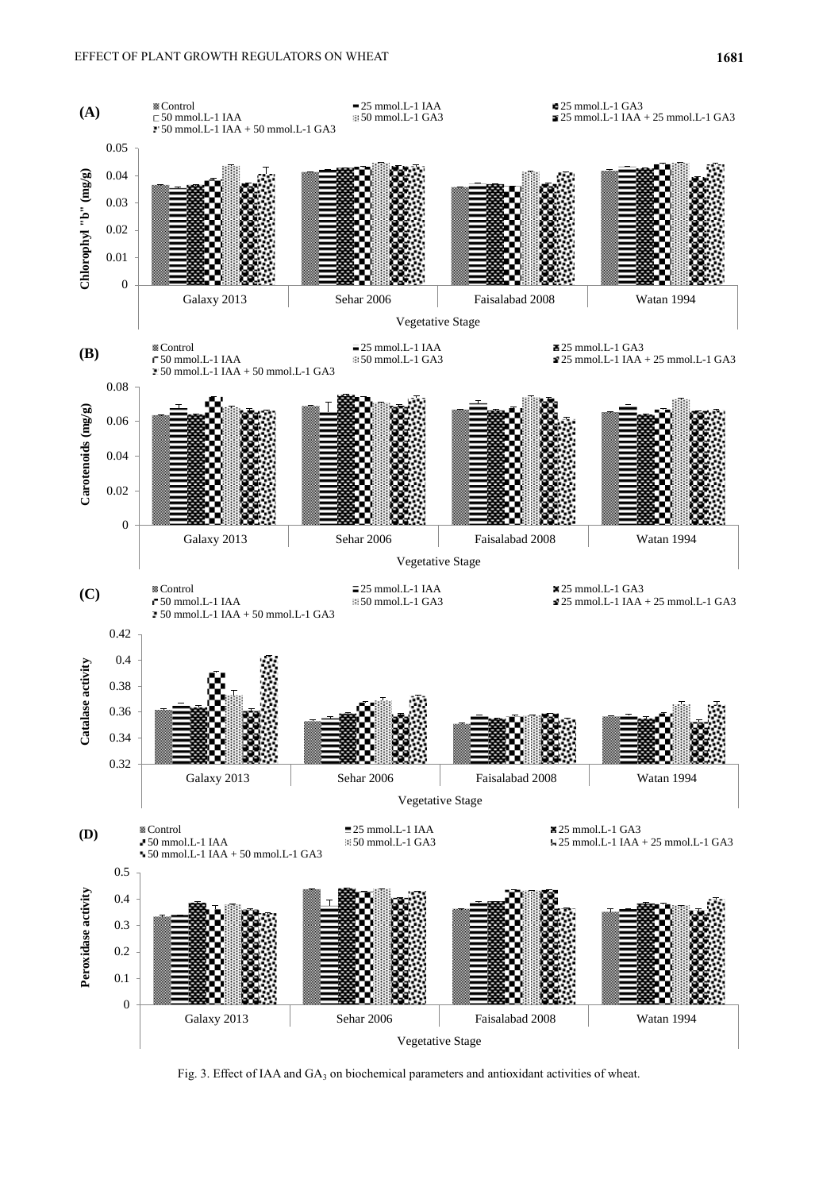Fig. 3. Effect of IAA and $GA_3$ on biochemical parameters and antioxidant activities of wheat.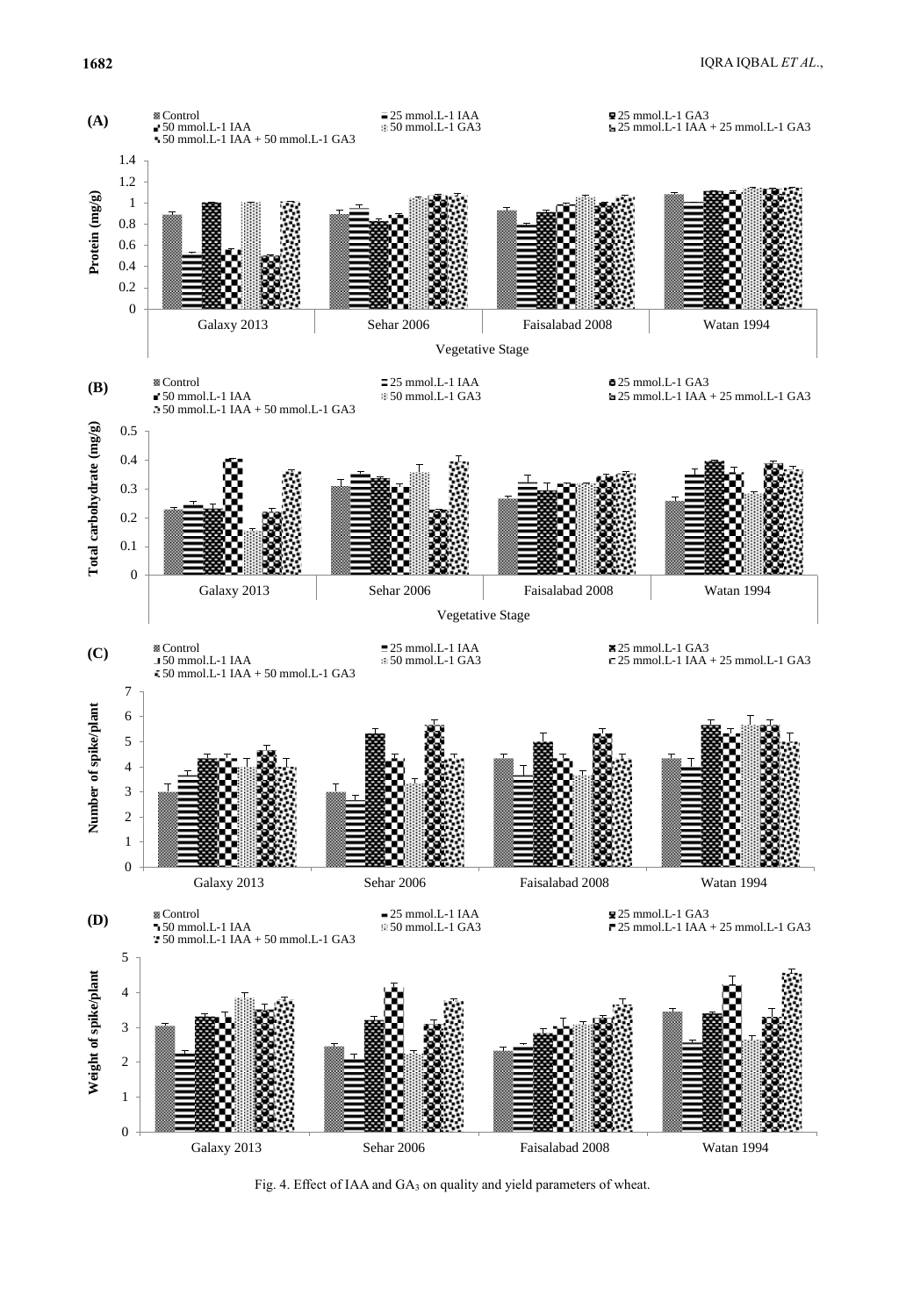Fig. 4. Effect of IAA and $GA_3$ on quality and yield parameters of wheat.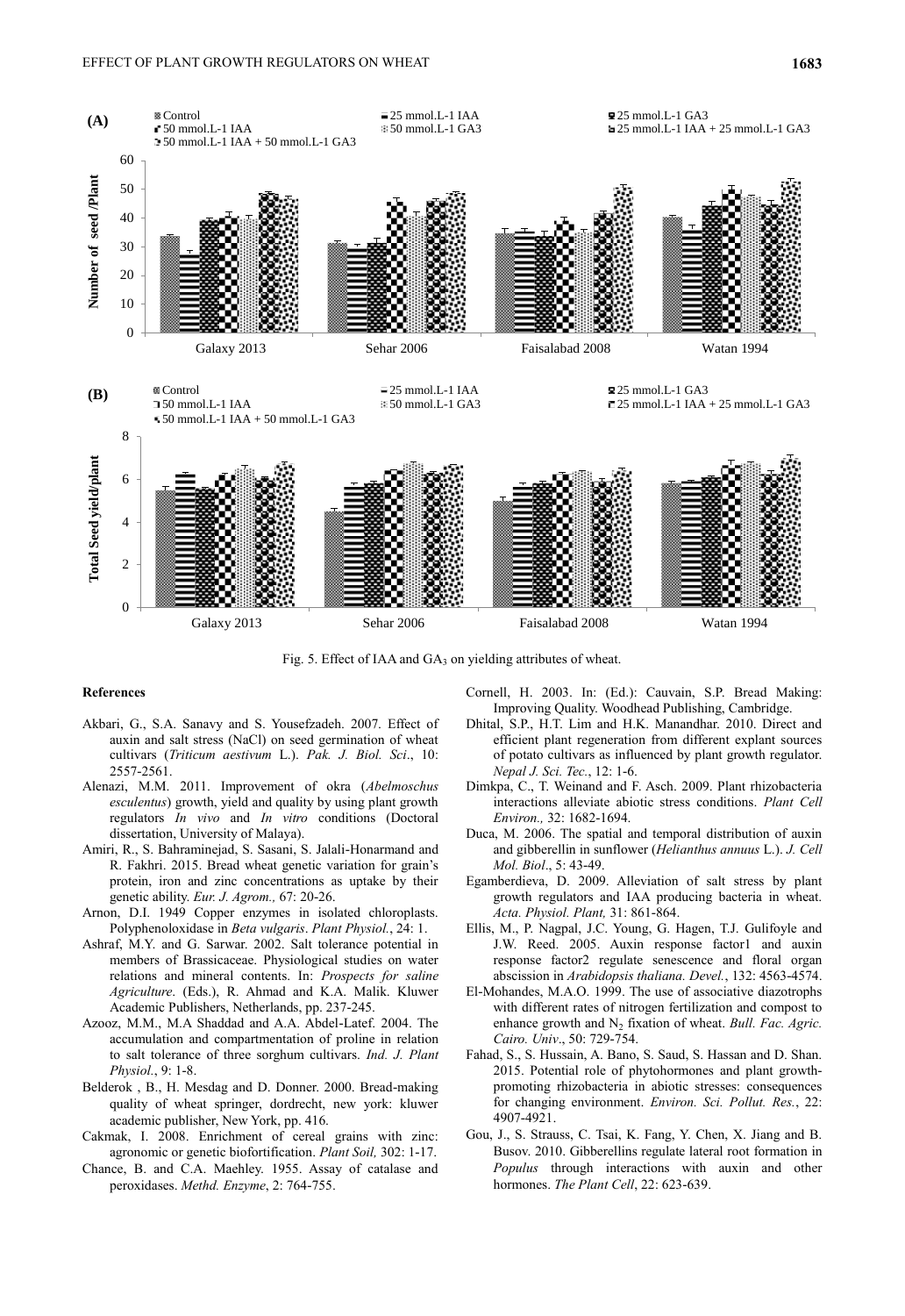Fig. 5. Effect of IAA and $GA_3$ on yielding attributes of wheat.

## References

- Akbari, G., S.A. Sanavy and S. Yousefzadeh. 2007. Effect of auxin and salt stress (NaCl) on seed germination of wheat cultivars (*Triticum aestivum* L.). *Pak. J. Biol. Sci*., 10: 2557-2561.
- Alenazi, M.M. 2011. Improvement of okra (*Abelmoschus esculentus*) growth, yield and quality by using plant growth regulators *In vivo* and *In vitro* conditions (Doctoral dissertation, University of Malaya).
- Amiri, R., S. Bahraminejad, S. Sasani, S. Jalali-Honarmand and R. Fakhri. 2015. Bread wheat genetic variation for grain's protein, iron and zinc concentrations as uptake by their genetic ability. *Eur. J. Agrom.,* 67: 20-26.
- Arnon, D.I. 1949 Copper enzymes in isolated chloroplasts. Polyphenoloxidase in *Beta vulgaris*. *Plant Physiol.*, 24: 1.
- Ashraf, M.Y. and G. Sarwar. 2002. Salt tolerance potential in members of Brassicaceae. Physiological studies on water relations and mineral contents. In: *Prospects for saline Agriculture*. (Eds.), R. Ahmad and K.A. Malik. Kluwer Academic Publishers, Netherlands, pp. 237-245.
- Azooz, M.M., M.A Shaddad and A.A. Abdel-Latef. 2004. The accumulation and compartmentation of proline in relation to salt tolerance of three sorghum cultivars. *Ind. J. Plant Physiol.*, 9: 1-8.
- Belderok , B., H. Mesdag and D. Donner. 2000. Bread-making quality of wheat springer, dordrecht, new york: kluwer academic publisher, New York, pp. 416.
- Cakmak, I. 2008. Enrichment of cereal grains with zinc: agronomic or genetic biofortification. *Plant Soil,* 302: 1-17.
- Chance, B. and C.A. Maehley. 1955. Assay of catalase and peroxidases. *Methd. Enzyme*, 2: 764-755.
- Cornell, H. 2003. In: (Ed.): Cauvain, S.P. Bread Making: Improving Quality. Woodhead Publishing, Cambridge.
- Dhital, S.P., H.T. Lim and H.K. Manandhar. 2010. Direct and efficient plant regeneration from different explant sources of potato cultivars as influenced by plant growth regulator. *Nepal J. Sci. Tec.*, 12: 1-6.
- Dimkpa, C., T. Weinand and F. Asch. 2009. Plant rhizobacteria interactions alleviate abiotic stress conditions. *Plant Cell Environ.,* 32: 1682-1694.
- Duca, M. 2006. The spatial and temporal distribution of auxin and gibberellin in sunflower (*Helianthus annuus* L.). *J. Cell Mol. Biol*., 5: 43-49.
- Egamberdieva, D. 2009. Alleviation of salt stress by plant growth regulators and IAA producing bacteria in wheat. *Acta. Physiol. Plant,* 31: 861-864.
- Ellis, M., P. Nagpal, J.C. Young, G. Hagen, T.J. Gulifoyle and J.W. Reed. 2005. Auxin response factor1 and auxin response factor2 regulate senescence and floral organ abscission in *Arabidopsis thaliana. Devel.*, 132: 4563-4574.
- El-Mohandes, M.A.O. 1999. The use of associative diazotrophs with different rates of nitrogen fertilization and compost to enhance growth and $N_2$ fixation of wheat. *Bull. Fac. Agric. Cairo. Univ*., 50: 729-754.
- Fahad, S., S. Hussain, A. Bano, S. Saud, S. Hassan and D. Shan. 2015. Potential role of phytohormones and plant growth-promoting rhizobacteria in abiotic stresses: consequences for changing environment. *Environ. Sci. Pollut. Res.*, 22: 4907-4921.
- Gou, J., S. Strauss, C. Tsai, K. Fang, Y. Chen, X. Jiang and B. Busov. 2010. Gibberellins regulate lateral root formation in *Populus* through interactions with auxin and other hormones. *The Plant Cell*, 22: 623-639.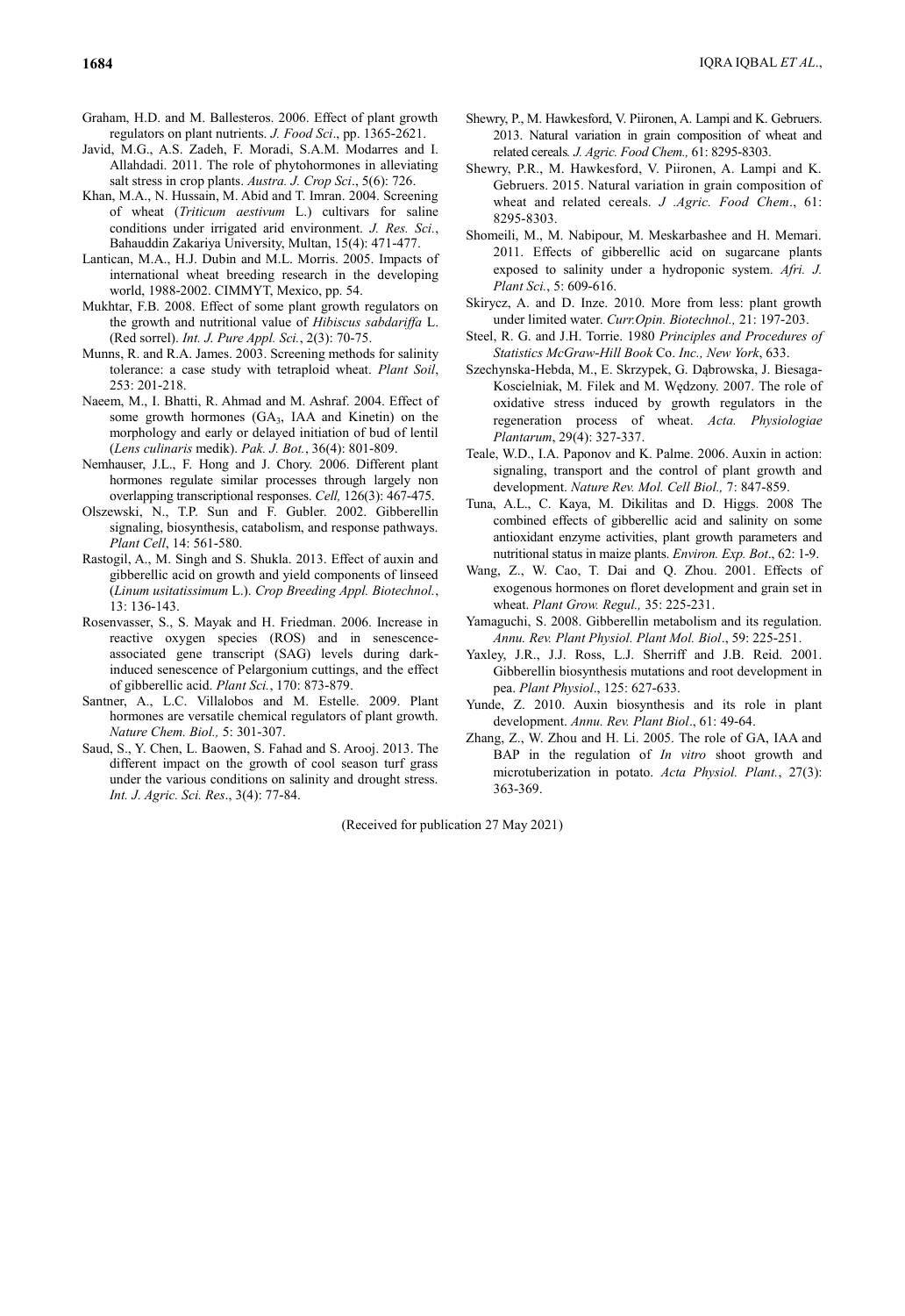Graham, H.D. and M. Ballesteros. 2006. Effect of plant growth regulators on plant nutrients. *J. Food Sci*., pp. 1365-2621.

Javid, M.G., A.S. Zadeh, F. Moradi, S.A.M. Modarres and I. Allahdadi. 2011. The role of phytohormones in alleviating salt stress in crop plants. *Austra. J. Crop Sci*., 5(6): 726.

Khan, M.A., N. Hussain, M. Abid and T. Imran. 2004. Screening of wheat (*Triticum aestivum* L.) cultivars for saline conditions under irrigated arid environment. *J. Res. Sci.*, Bahauddin Zakariya University, Multan, 15(4): 471-477.

Lantican, M.A., H.J. Dubin and M.L. Morris. 2005. Impacts of international wheat breeding research in the developing world, 1988-2002. CIMMYT, Mexico, pp. 54.

Mukhtar, F.B. 2008. Effect of some plant growth regulators on the growth and nutritional value of *Hibiscus sabdariffa* L. (Red sorrel). *Int. J. Pure Appl. Sci.*, 2(3): 70-75.

Munns, R. and R.A. James. 2003. Screening methods for salinity tolerance: a case study with tetraploid wheat. *Plant Soil*, 253: 201-218.

Naeem, M., I. Bhatti, R. Ahmad and M. Ashraf. 2004. Effect of some growth hormones ($GA_3$, IAA and Kinetin) on the morphology and early or delayed initiation of bud of lentil (*Lens culinaris* medik). *Pak. J. Bot.*, 36(4): 801-809.

Nemhauser, J.L., F. Hong and J. Chory. 2006. Different plant hormones regulate similar processes through largely non overlapping transcriptional responses. *Cell,* 126(3): 467-475.

Olszewski, N., T.P. Sun and F. Gubler. 2002. Gibberellin signaling, biosynthesis, catabolism, and response pathways. *Plant Cell*, 14: 561-580.

Rastogil, A., M. Singh and S. Shukla. 2013. Effect of auxin and gibberellic acid on growth and yield components of linseed (*Linum usitatissimum* L.). *Crop Breeding Appl. Biotechnol.*, 13: 136-143.

Rosenvasser, S., S. Mayak and H. Friedman. 2006. Increase in reactive oxygen species (ROS) and in senescence-associated gene transcript (SAG) levels during dark-induced senescence of Pelargonium cuttings, and the effect of gibberellic acid. *Plant Sci.*, 170: 873-879.

Santner, A., L.C. Villalobos and M. Estelle. 2009. Plant hormones are versatile chemical regulators of plant growth. *Nature Chem. Biol.,* 5: 301-307.

Saud, S., Y. Chen, L. Baowen, S. Fahad and S. Arooj. 2013. The different impact on the growth of cool season turf grass under the various conditions on salinity and drought stress. *Int. J. Agric. Sci. Res*., 3(4): 77-84.

Shewry, P., M. Hawkesford, V. Piironen, A. Lampi and K. Gebruers. 2013. Natural variation in grain composition of wheat and related cereals*. J. Agric. Food Chem.,* 61: 8295-8303.

Shewry, P.R., M. Hawkesford, V. Piironen, A. Lampi and K. Gebruers. 2015. Natural variation in grain composition of wheat and related cereals. *J .Agric. Food Chem*., 61: 8295-8303.

Shomeili, M., M. Nabipour, M. Meskarbashee and H. Memari. 2011. Effects of gibberellic acid on sugarcane plants exposed to salinity under a hydroponic system. *Afri. J. Plant Sci.*, 5: 609-616.

Skirycz, A. and D. Inze. 2010. More from less: plant growth under limited water. *Curr.Opin. Biotechnol.,* 21: 197-203.

Steel, R. G. and J.H. Torrie. 1980 *Principles and Procedures of Statistics McGraw-Hill Book* Co. *Inc., New York*, 633.

Szechynska-Hebda, M., E. Skrzypek, G. Dąbrowska, J. Biesaga-Koscielniak, M. Filek and M. Wędzony. 2007. The role of oxidative stress induced by growth regulators in the regeneration process of wheat. *Acta. Physiologiae Plantarum*, 29(4): 327-337.

Teale, W.D., I.A. Paponov and K. Palme. 2006. Auxin in action: signaling, transport and the control of plant growth and development. *Nature Rev. Mol. Cell Biol.,* 7: 847-859.

Tuna, A.L., C. Kaya, M. Dikilitas and D. Higgs. 2008 The combined effects of gibberellic acid and salinity on some antioxidant enzyme activities, plant growth parameters and nutritional status in maize plants. *Environ. Exp. Bot*., 62: 1-9.

Wang, Z., W. Cao, T. Dai and Q. Zhou. 2001. Effects of exogenous hormones on floret development and grain set in wheat. *Plant Grow. Regul.,* 35: 225-231.

Yamaguchi, S. 2008. Gibberellin metabolism and its regulation. *Annu. Rev. Plant Physiol. Plant Mol. Biol*., 59: 225-251.

Yaxley, J.R., J.J. Ross, L.J. Sherriff and J.B. Reid. 2001. Gibberellin biosynthesis mutations and root development in pea. *Plant Physiol*., 125: 627-633.

Yunde, Z. 2010. Auxin biosynthesis and its role in plant development. *Annu. Rev. Plant Biol*., 61: 49-64.

Zhang, Z., W. Zhou and H. Li. 2005. The role of GA, IAA and BAP in the regulation of *In vitro* shoot growth and microtuberization in potato. *Acta Physiol. Plant.*, 27(3): 363-369.

(Received for publication 27 May 2021)